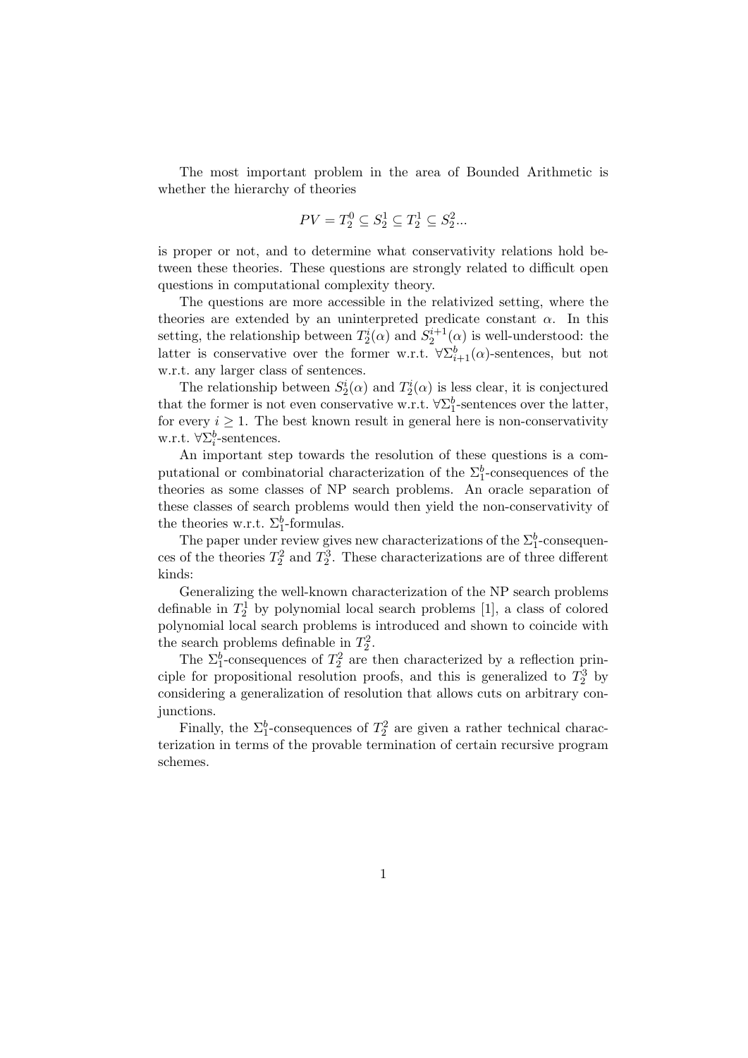The most important problem in the area of Bounded Arithmetic is whether the hierarchy of theories

$$PV = T_2^0 \subseteq S_2^1 \subseteq T_2^1 \subseteq S_2^2 ...$$

is proper or not, and to determine what conservativity relations hold between these theories. These questions are strongly related to difficult open questions in computational complexity theory.

The questions are more accessible in the relativized setting, where the theories are extended by an uninterpreted predicate constant $\alpha$. In this setting, the relationship between $T_2^i(\alpha)$ and $S_2^{i+1}(\alpha)$ is well-understood: the latter is conservative over the former w.r.t. $\forall\Sigma_{i+1}^b(\alpha)$-sentences, but not w.r.t. any larger class of sentences.

The relationship between $S_2^i(\alpha)$ and $T_2^i(\alpha)$ is less clear, it is conjectured that the former is not even conservative w.r.t. $\forall\Sigma_1^b$-sentences over the latter, for every $i \geq 1$. The best known result in general here is non-conservativity w.r.t. $\forall\Sigma_i^b$-sentences.

An important step towards the resolution of these questions is a computational or combinatorial characterization of the $\Sigma_1^b$-consequences of the theories as some classes of NP search problems. An oracle separation of these classes of search problems would then yield the non-conservativity of the theories w.r.t. $\Sigma_1^b$-formulas.

The paper under review gives new characterizations of the $\Sigma_1^b$-consequences of the theories $T_2^2$ and $T_2^3$. These characterizations are of three different kinds:

Generalizing the well-known characterization of the NP search problems definable in $T_2^1$ by polynomial local search problems [1], a class of colored polynomial local search problems is introduced and shown to coincide with the search problems definable in $T_2^2$.

The $\Sigma_1^b$-consequences of $T_2^2$ are then characterized by a reflection principle for propositional resolution proofs, and this is generalized to $T_2^3$ by considering a generalization of resolution that allows cuts on arbitrary conjunctions.

Finally, the $\Sigma_1^b$-consequences of $T_2^2$ are given a rather technical characterization in terms of the provable termination of certain recursive program schemes.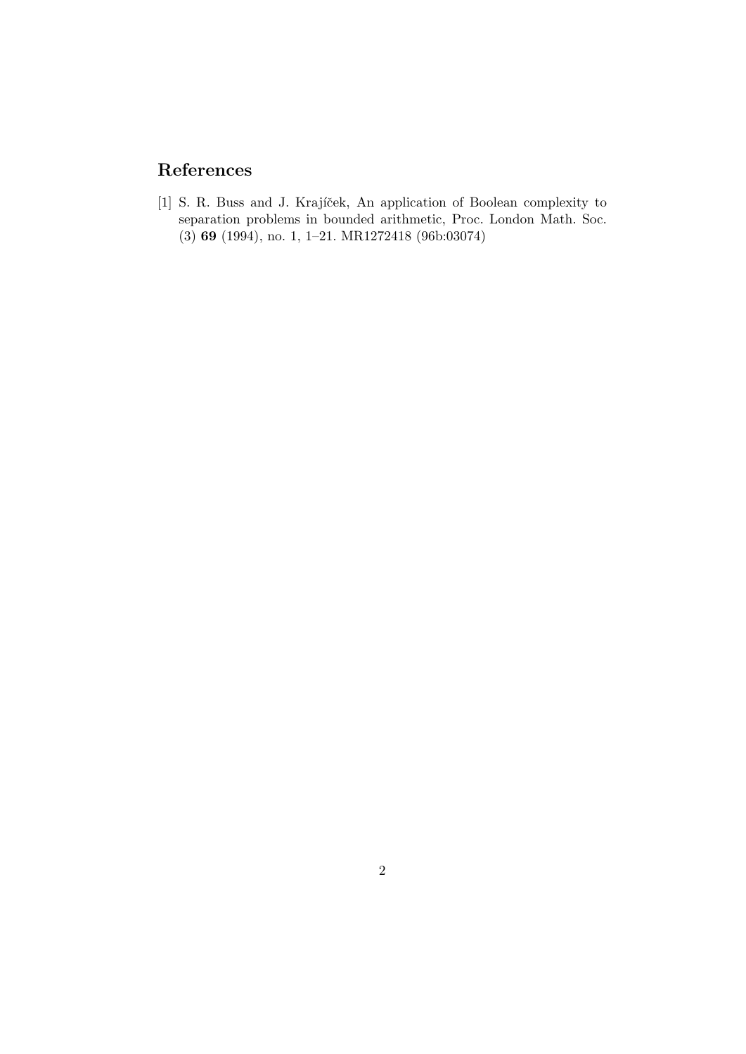## References

[1] S. R. Buss and J. Krajíček, An application of Boolean complexity to separation problems in bounded arithmetic, Proc. London Math. Soc. (3) **69** (1994), no. 1, 1–21. MR1272418 (96b:03074)